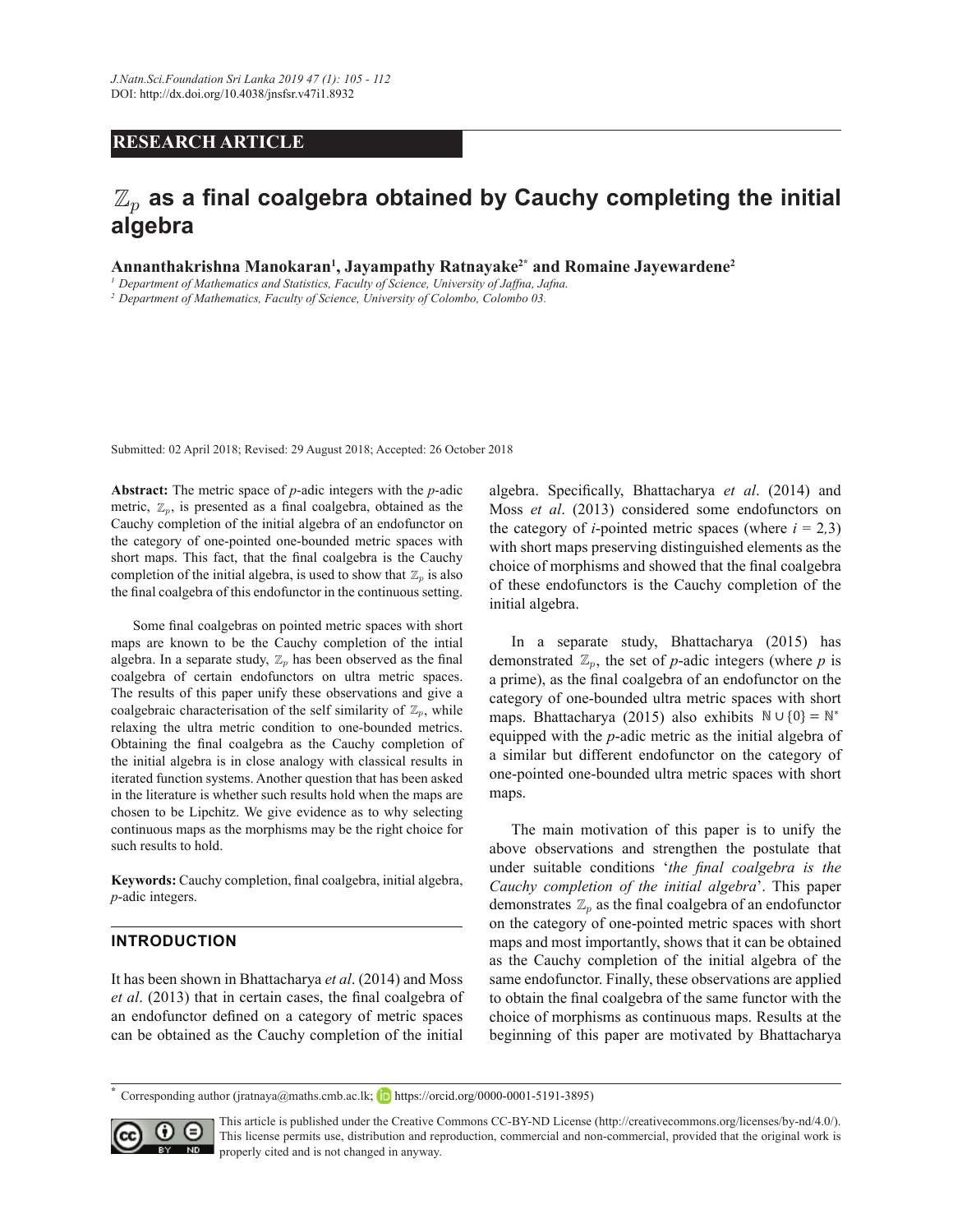RESEARCH ARTICLE

# $\mathbb{Z}_p$ as a final coalgebra obtained by Cauchy completing the initial algebra

**Annanthakrishna Manokaran[1], Jayampathy Ratnayake[2*] and Romaine Jayewardene[2]**

[1] *Department of Mathematics and Statistics, Faculty of Science, University of Jaffna, Jafna.*

[2] *Department of Mathematics, Faculty of Science, University of Colombo, Colombo 03.*

Submitted: 02 April 2018; Revised: 29 August 2018; Accepted: 26 October 2018

**Abstract:** The metric space of *p*-adic integers with the *p*-adic metric, $\mathbb{Z}_p$, is presented as a final coalgebra, obtained as the Cauchy completion of the initial algebra of an endofunctor on the category of one-pointed one-bounded metric spaces with short maps. This fact, that the final coalgebra is the Cauchy completion of the initial algebra, is used to show that $\mathbb{Z}_p$ is also the final coalgebra of this endofunctor in the continuous setting.

Some final coalgebras on pointed metric spaces with short maps are known to be the Cauchy completion of the intial algebra. In a separate study, $\mathbb{Z}_p$ has been observed as the final coalgebra of certain endofunctors on ultra metric spaces. The results of this paper unify these observations and give a coalgebraic characterisation of the self similarity of $\mathbb{Z}_p$, while relaxing the ultra metric condition to one-bounded metrics. Obtaining the final coalgebra as the Cauchy completion of the initial algebra is in close analogy with classical results in iterated function systems. Another question that has been asked in the literature is whether such results hold when the maps are chosen to be Lipchitz. We give evidence as to why selecting continuous maps as the morphisms may be the right choice for such results to hold.

**Keywords:** Cauchy completion, final coalgebra, initial algebra, *p*-adic integers.

## INTRODUCTION

It has been shown in Bhattacharya *et al*. (2014) and Moss *et al*. (2013) that in certain cases, the final coalgebra of an endofunctor defined on a category of metric spaces can be obtained as the Cauchy completion of the initial algebra. Specifically, Bhattacharya *et al*. (2014) and Moss *et al*. (2013) considered some endofunctors on the category of *i*-pointed metric spaces (where $i = 2,3$) with short maps preserving distinguished elements as the choice of morphisms and showed that the final coalgebra of these endofunctors is the Cauchy completion of the initial algebra.

In a separate study, Bhattacharya (2015) has demonstrated $\mathbb{Z}_p$, the set of *p*-adic integers (where *p* is a prime), as the final coalgebra of an endofunctor on the category of one-bounded ultra metric spaces with short maps. Bhattacharya (2015) also exhibits $\mathbb{N} \cup \{0\} = \mathbb{N}^*$ equipped with the *p*-adic metric as the initial algebra of a similar but different endofunctor on the category of one-pointed one-bounded ultra metric spaces with short maps.

The main motivation of this paper is to unify the above observations and strengthen the postulate that under suitable conditions '*the final coalgebra is the Cauchy completion of the initial algebra*'. This paper demonstrates $\mathbb{Z}_p$ as the final coalgebra of an endofunctor on the category of one-pointed metric spaces with short maps and most importantly, shows that it can be obtained as the Cauchy completion of the initial algebra of the same endofunctor. Finally, these observations are applied to obtain the final coalgebra of the same functor with the choice of morphisms as continuous maps. Results at the beginning of this paper are motivated by Bhattacharya

\* Corresponding author (jratnaya@maths.cmb.ac.lk; https://orcid.org/0000-0001-5191-3895)

This article is published under the Creative Commons CC-BY-ND License (http://creativecommons.org/licenses/by-nd/4.0/). This license permits use, distribution and reproduction, commercial and non-commercial, provided that the original work is properly cited and is not changed in anyway.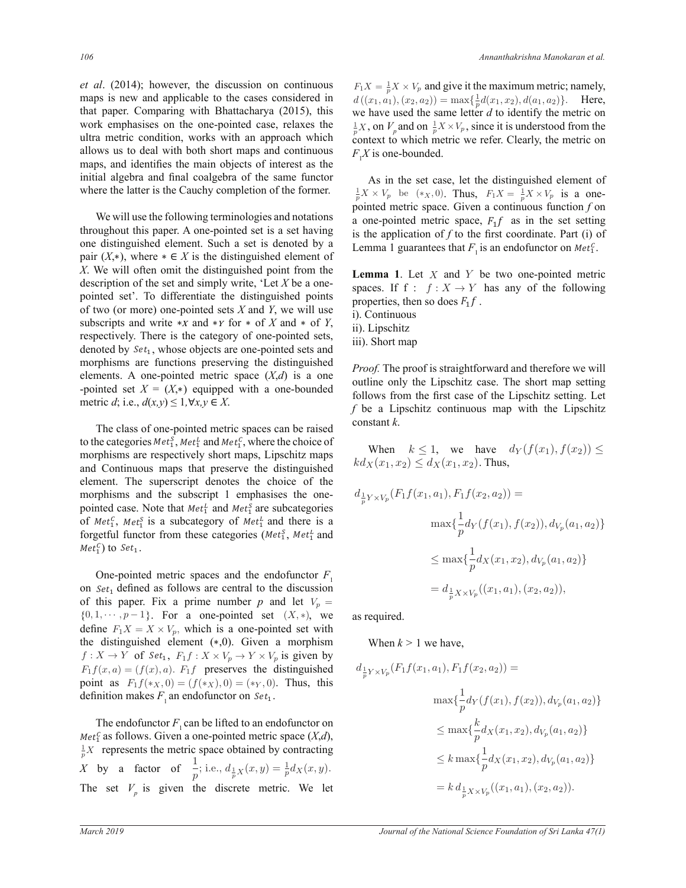*et al*. (2014); however, the discussion on continuous maps is new and applicable to the cases considered in that paper. Comparing with Bhattacharya (2015), this work emphasises on the one-pointed case, relaxes the ultra metric condition, works with an approach which allows us to deal with both short maps and continuous maps, and identifies the main objects of interest as the initial algebra and final coalgebra of the same functor where the latter is the Cauchy completion of the former.

We will use the following terminologies and notations throughout this paper. A one-pointed set is a set having one distinguished element. Such a set is denoted by a pair $(X,*)$, where $* \in X$ is the distinguished element of $X$. We will often omit the distinguished point from the description of the set and simply write, 'Let $X$ be a one-pointed set'. To differentiate the distinguished points of two (or more) one-pointed sets $X$ and $Y$, we will use subscripts and write $*_X$ and $*_Y$ for $*$ of $X$ and $*$ of $Y$, respectively. There is the category of one-pointed sets, denoted by $Set_1$, whose objects are one-pointed sets and morphisms are functions preserving the distinguished elements. A one-pointed metric space $(X,d)$ is a one-pointed set $X = (X,*)$ equipped with a one-bounded metric $d$; i.e., $d(x,y) \leq 1, \forall x,y \in X$.

The class of one-pointed metric spaces can be raised to the categories $Met_1^S$, $Met_1^L$ and $Met_1^C$, where the choice of morphisms are respectively short maps, Lipschitz maps and Continuous maps that preserve the distinguished element. The superscript denotes the choice of the morphisms and the subscript 1 emphasises the one-pointed case. Note that $Met_1^L$ and $Met_1^S$ are subcategories of $Met_1^C$, $Met_1^S$ is a subcategory of $Met_1^L$ and there is a forgetful functor from these categories ($Met_1^S$, $Met_1^L$ and $Met_1^C$) to $Set_1$.

One-pointed metric spaces and the endofunctor $F_1$ on $Set_1$ defined as follows are central to the discussion of this paper. Fix a prime number $p$ and let $V_p = \{0, 1, \cdots, p-1\}$. For a one-pointed set $(X,*)$, we define $F_1 X = X \times V_p$, which is a one-pointed set with the distinguished element $(*,0)$. Given a morphism $f : X \to Y$ of $Set_1$, $F_1 f : X \times V_p \to Y \times V_p$ is given by $F_1 f(x,a) = (f(x), a)$. $F_1 f$ preserves the distinguished point as $F_1 f(*_X, 0) = (f(*_X), 0) = (*_Y, 0)$. Thus, this definition makes $F_1$ an endofunctor on $Set_1$.

The endofunctor $F_1$ can be lifted to an endofunctor on $Met_1^C$ as follows. Given a one-pointed metric space $(X,d)$, $\frac{1}{p}X$ represents the metric space obtained by contracting $X$ by a factor of $\frac{1}{p}$; i.e., $d_{\frac{1}{p}X}(x,y) = \frac{1}{p}d_X(x,y)$. The set $V_p$ is given the discrete metric. We let $F_1 X = \frac{1}{p}X \times V_p$ and give it the maximum metric; namely, $d((x_1,a_1),(x_2,a_2)) = \max\{\frac{1}{p}d(x_1,x_2), d(a_1,a_2)\}$. Here, we have used the same letter $d$ to identify the metric on $\frac{1}{p}X$, on $V_p$ and on $\frac{1}{p}X \times V_p$, since it is understood from the context to which metric we refer. Clearly, the metric on $F_1 X$ is one-bounded.

As in the set case, let the distinguished element of $\frac{1}{p}X \times V_p$ be $(*_X, 0)$. Thus, $F_1 X = \frac{1}{p}X \times V_p$ is a one-pointed metric space. Given a continuous function $f$ on a one-pointed metric space, $F_1 f$ as in the set setting is the application of $f$ to the first coordinate. Part (i) of Lemma 1 guarantees that $F_1$ is an endofunctor on $Met_1^C$.

**Lemma 1**. Let $X$ and $Y$ be two one-pointed metric spaces. If f : $f : X \to Y$ has any of the following properties, then so does $F_1 f$.

i). Continuous

ii). Lipschitz

iii). Short map

*Proof.* The proof is straightforward and therefore we will outline only the Lipschitz case. The short map setting follows from the first case of the Lipschitz setting. Let $f$ be a Lipschitz continuous map with the Lipschitz constant $k$.

When $k \leq 1$, we have $d_Y(f(x_1), f(x_2)) \leq k d_X(x_1,x_2) \leq d_X(x_1,x_2)$. Thus,

$$
\begin{aligned}
d_{\frac{1}{p}Y \times V_p}(F_1 f(x_1,a_1), F_1 f(x_2,a_2)) &= \\
&\max\{\frac{1}{p}d_Y(f(x_1), f(x_2)), d_{V_p}(a_1,a_2)\} \\
&\leq \max\{\frac{1}{p}d_X(x_1,x_2), d_{V_p}(a_1,a_2)\} \\
&= d_{\frac{1}{p}X \times V_p}((x_1,a_1),(x_2,a_2)),
\end{aligned}
$$

as required.

When $k > 1$ we have,

$$
\begin{aligned}
d_{\frac{1}{p}Y \times V_p}(F_1 f(x_1,a_1), F_1 f(x_2,a_2)) &= \\
&\max\{\frac{1}{p}d_Y(f(x_1), f(x_2)), d_{V_p}(a_1,a_2)\} \\
&\leq \max\{\frac{k}{p}d_X(x_1,x_2), d_{V_p}(a_1,a_2)\} \\
&\leq k \max\{\frac{1}{p}d_X(x_1,x_2), d_{V_p}(a_1,a_2)\} \\
&= k\, d_{\frac{1}{p}X \times V_p}((x_1,a_1),(x_2,a_2)).
\end{aligned}
$$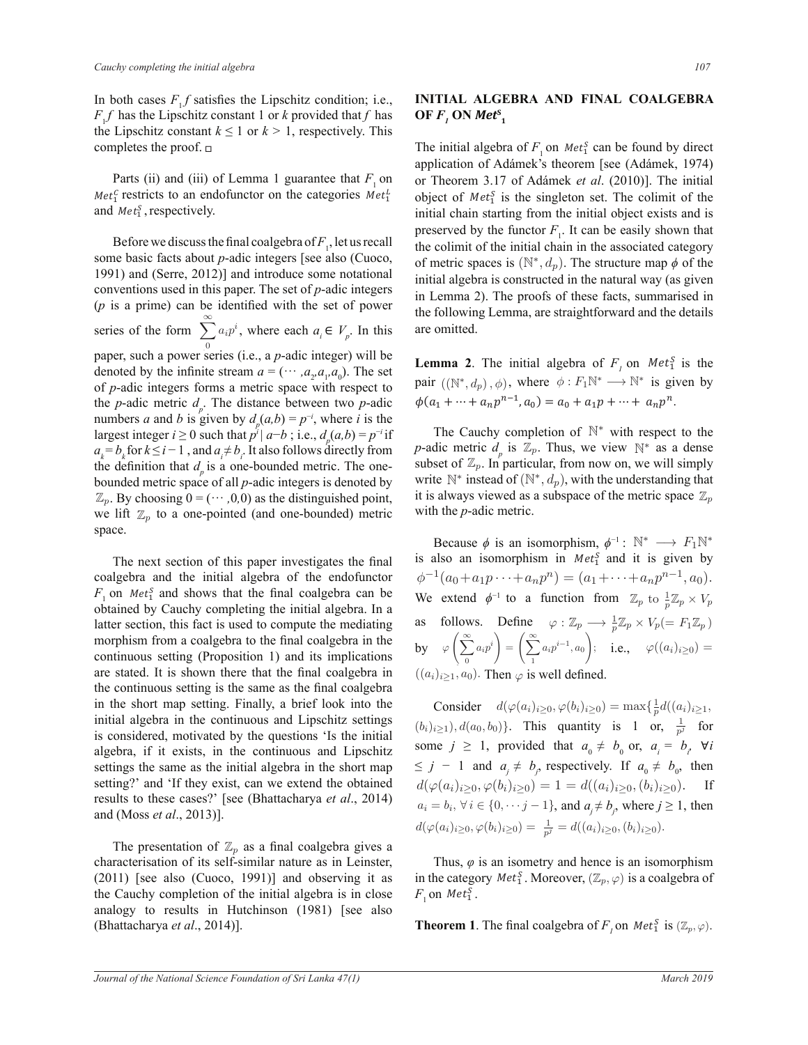In both cases $F_1 f$ satisfies the Lipschitz condition; i.e., $F_1 f$ has the Lipschitz constant 1 or $k$ provided that $f$ has the Lipschitz constant $k \leq 1$ or $k > 1$, respectively. This completes the proof. □

Parts (ii) and (iii) of Lemma 1 guarantee that $F_1$ on $Met_1^C$ restricts to an endofunctor on the categories $Met_1^L$ and $Met_1^S$, respectively.

Before we discuss the final coalgebra of $F_1$, let us recall some basic facts about $p$-adic integers [see also (Cuoco, 1991) and (Serre, 2012)] and introduce some notational conventions used in this paper. The set of $p$-adic integers ($p$ is a prime) can be identified with the set of power series of the form $\sum_0^\infty a_i p^i$, where each $a_i \in V_p$. In this paper, such a power series (i.e., a $p$-adic integer) will be denoted by the infinite stream $a = (\cdots, a_2, a_1, a_0)$. The set of $p$-adic integers forms a metric space with respect to the $p$-adic metric $d_p$. The distance between two $p$-adic numbers $a$ and $b$ is given by $d_p(a,b) = p^{-i}$, where $i$ is the largest integer $i \geq 0$ such that $p^i \mid a-b$ ; i.e., $d_p(a,b) = p^{-i}$ if $a_k = b_k$ for $k \leq i-1$, and $a_i \neq b_i$. It also follows directly from the definition that $d_p$ is a one-bounded metric. The one-bounded metric space of all $p$-adic integers is denoted by $\mathbb{Z}_p$. By choosing $0 = (\cdots, 0, 0)$ as the distinguished point, we lift $\mathbb{Z}_p$ to a one-pointed (and one-bounded) metric space.

The next section of this paper investigates the final coalgebra and the initial algebra of the endofunctor $F_1$ on $Met_1^S$ and shows that the final coalgebra can be obtained by Cauchy completing the initial algebra. In a latter section, this fact is used to compute the mediating morphism from a coalgebra to the final coalgebra in the continuous setting (Proposition 1) and its implications are stated. It is shown there that the final coalgebra in the continuous setting is the same as the final coalgebra in the short map setting. Finally, a brief look into the initial algebra in the continuous and Lipschitz settings is considered, motivated by the questions 'Is the initial algebra, if it exists, in the continuous and Lipschitz settings the same as the initial algebra in the short map setting?' and 'If they exist, can we extend the obtained results to these cases?' [see (Bhattacharya *et al*., 2014) and (Moss *et al*., 2013)].

The presentation of $\mathbb{Z}_p$ as a final coalgebra gives a characterisation of its self-similar nature as in Leinster, (2011) [see also (Cuoco, 1991)] and observing it as the Cauchy completion of the initial algebra is in close analogy to results in Hutchinson (1981) [see also (Bhattacharya *et al*., 2014)].

## INITIAL ALGEBRA AND FINAL COALGEBRA OF $F_1$ ON $Met_1^S$

The initial algebra of $F_1$ on $Met_1^S$ can be found by direct application of Adámek's theorem [see (Adámek, 1974) or Theorem 3.17 of Adámek *et al*. (2010)]. The initial object of $Met_1^S$ is the singleton set. The colimit of the initial chain starting from the initial object exists and is preserved by the functor $F_1$. It can be easily shown that the colimit of the initial chain in the associated category of metric spaces is $(\mathbb{N}^*, d_p)$. The structure map $\phi$ of the initial algebra is constructed in the natural way (as given in Lemma 2). The proofs of these facts, summarised in the following Lemma, are straightforward and the details are omitted.

**Lemma 2**. The initial algebra of $F_1$ on $Met_1^S$ is the pair $((\mathbb{N}^*, d_p), \phi)$, where $\phi : F_1\mathbb{N}^* \longrightarrow \mathbb{N}^*$ is given by $\phi(a_1 + \cdots + a_n p^{n-1}, a_0) = a_0 + a_1 p + \cdots + a_n p^n$.

The Cauchy completion of $\mathbb{N}^*$ with respect to the $p$-adic metric $d_p$ is $\mathbb{Z}_p$. Thus, we view $\mathbb{N}^*$ as a dense subset of $\mathbb{Z}_p$. In particular, from now on, we will simply write $\mathbb{N}^*$ instead of $(\mathbb{N}^*, d_p)$, with the understanding that it is always viewed as a subspace of the metric space $\mathbb{Z}_p$ with the $p$-adic metric.

Because $\phi$ is an isomorphism, $\phi^{-1} : \mathbb{N}^* \longrightarrow F_1\mathbb{N}^*$ is also an isomorphism in $Met_1^S$ and it is given by $\phi^{-1}(a_0 + a_1 p \cdots + a_n p^n) = (a_1 + \cdots + a_n p^{n-1}, a_0)$. We extend $\phi^{-1}$ to a function from $\mathbb{Z}_p$ to $\frac{1}{p}\mathbb{Z}_p \times V_p$ as follows. Define $\varphi : \mathbb{Z}_p \longrightarrow \frac{1}{p}\mathbb{Z}_p \times V_p (= F_1\mathbb{Z}_p)$ by $\varphi\left(\sum_0^\infty a_i p^i\right) = \left(\sum_1^\infty a_i p^{i-1}, a_0\right)$; i.e., $\varphi((a_i)_{i \geq 0}) = ((a_i)_{i \geq 1}, a_0)$. Then $\varphi$ is well defined.

Consider $d(\varphi(a_i)_{i \geq 0}, \varphi(b_i)_{i \geq 0}) = \max\{\frac{1}{p} d((a_i)_{i \geq 1}, (b_i)_{i \geq 1}), d(a_0, b_0)\}$. This quantity is 1 or, $\frac{1}{p^j}$ for some $j \geq 1$, provided that $a_0 \neq b_0$ or, $a_i = b_i$, $\forall i \leq j-1$ and $a_j \neq b_j$, respectively. If $a_0 \neq b_0$, then $d(\varphi(a_i)_{i \geq 0}, \varphi(b_i)_{i \geq 0}) = 1 = d((a_i)_{i \geq 0}, (b_i)_{i \geq 0})$. If $a_i = b_i$, $\forall i \in \{0, \cdots j-1\}$, and $a_j \neq b_j$, where $j \geq 1$, then $d(\varphi(a_i)_{i \geq 0}, \varphi(b_i)_{i \geq 0}) = \frac{1}{p^j} = d((a_i)_{i \geq 0}, (b_i)_{i \geq 0})$.

Thus, $\varphi$ is an isometry and hence is an isomorphism in the category $Met_1^S$. Moreover, $(\mathbb{Z}_p, \varphi)$ is a coalgebra of $F_1$ on $Met_1^S$.

**Theorem 1**. The final coalgebra of $F_1$ on $Met_1^S$ is $(\mathbb{Z}_p, \varphi)$.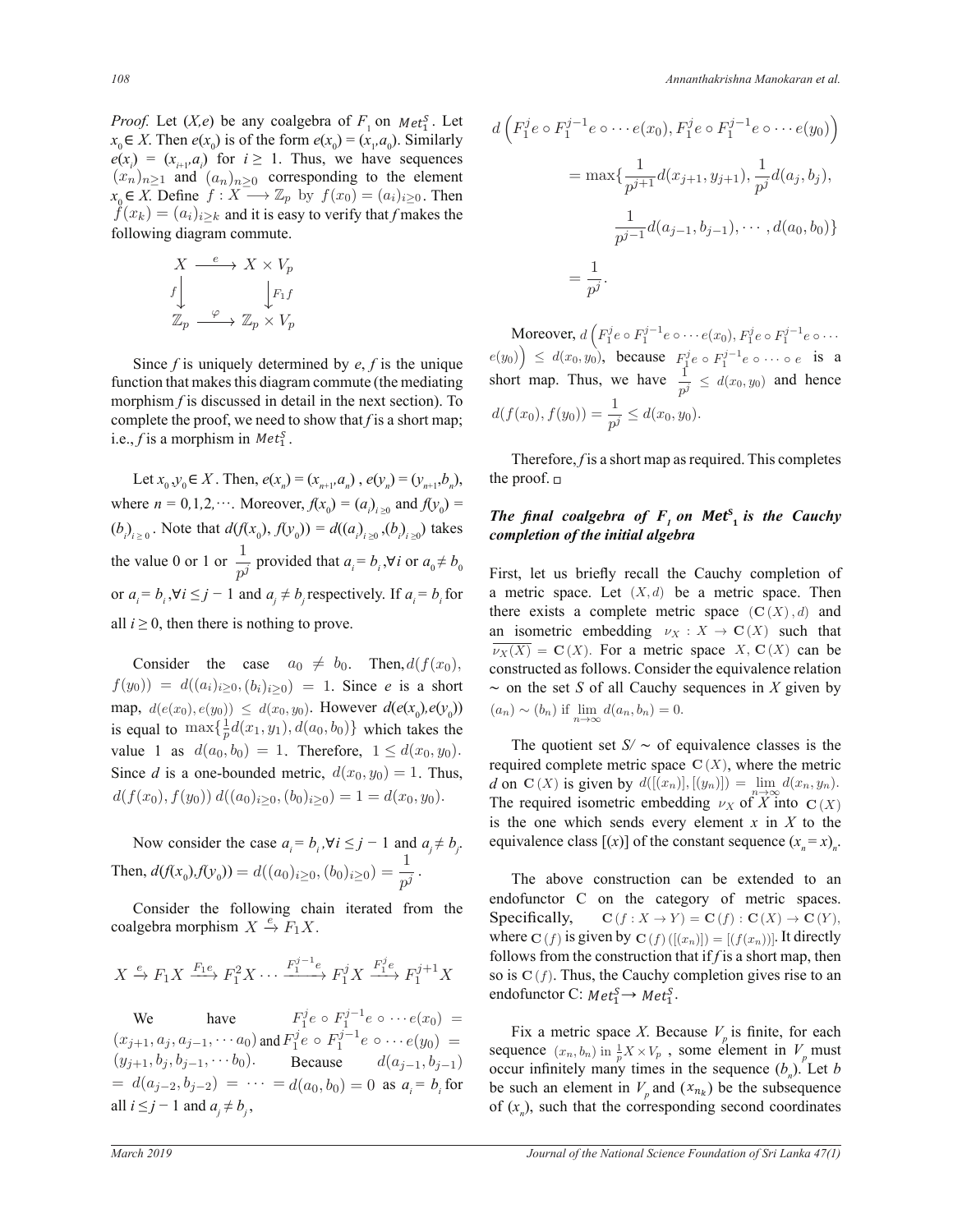*Proof.* Let $(X,e)$ be any coalgebra of $F_1$ on $Met_1^S$. Let $x_0 \in X$. Then $e(x_0)$ is of the form $e(x_0) = (x_1, a_0)$. Similarly $e(x_i) = (x_{i+1}, a_i)$ for $i \geq 1$. Thus, we have sequences $(x_n)_{n\geq 1}$ and $(a_n)_{n\geq 0}$ corresponding to the element $x_0 \in X$. Define $f : X \longrightarrow \mathbb{Z}_p$ by $f(x_0) = (a_i)_{i\geq 0}$. Then $f(x_k) = (a_i)_{i\geq k}$ and it is easy to verify that $f$ makes the following diagram commute.

$$\begin{array}{ccc} X & \xrightarrow{e} & X \times V_p \\ {\scriptstyle f}\downarrow & & \downarrow{\scriptstyle F_1 f} \\ \mathbb{Z}_p & \xrightarrow{\varphi} & \mathbb{Z}_p \times V_p \end{array}$$

Since $f$ is uniquely determined by $e$, $f$ is the unique function that makes this diagram commute (the mediating morphism $f$ is discussed in detail in the next section). To complete the proof, we need to show that $f$ is a short map; i.e., $f$ is a morphism in $Met_1^S$.

Let $x_0, y_0 \in X$. Then, $e(x_n) = (x_{n+1}, a_n)$, $e(y_n) = (y_{n+1}, b_n)$, where $n = 0,1,2,\cdots$. Moreover, $f(x_0) = (a)_{i\geq 0}$ and $f(y_0) = (b)_{i\geq 0}$. Note that $d(f(x_0), f(y_0)) = d((a)_{i\geq 0}, (b)_{i\geq 0})$ takes the value 0 or 1 or $\dfrac{1}{p^j}$ provided that $a_i = b_i, \forall i$ or $a_0 \neq b_0$ or $a_i = b_i, \forall i \leq j-1$ and $a_j \neq b_j$ respectively. If $a_i = b_i$ for all $i \geq 0$, then there is nothing to prove.

Consider the case $a_0 \neq b_0$. Then, $d(f(x_0), f(y_0)) = d((a_i)_{i\geq 0}, (b_i)_{i\geq 0}) = 1$. Since $e$ is a short map, $d(e(x_0), e(y_0)) \leq d(x_0, y_0)$. However $d(e(x_0), e(y_0))$ is equal to $\max\{\frac{1}{p}d(x_1, y_1), d(a_0, b_0)\}$ which takes the value 1 as $d(a_0, b_0) = 1$. Therefore, $1 \leq d(x_0, y_0)$. Since $d$ is a one-bounded metric, $d(x_0, y_0) = 1$. Thus, $d(f(x_0), f(y_0))\, d((a_0)_{i\geq 0}, (b_0)_{i\geq 0}) = 1 = d(x_0, y_0)$.

Now consider the case $a_i = b_i, \forall i \leq j-1$ and $a_j \neq b_j$. Then, $d(f(x_0), f(y_0)) = d((a_0)_{i\geq 0}, (b_0)_{i\geq 0}) = \dfrac{1}{p^j}$.

Consider the following chain iterated from the coalgebra morphism $X \xrightarrow{e} F_1 X$.

$$X \xrightarrow{e} F_1 X \xrightarrow{F_1 e} F_1^2 X \cdots \xrightarrow{F_1^{j-1} e} F_1^j X \xrightarrow{F_1^j e} F_1^{j+1} X$$

We have $F_1^j e \circ F_1^{j-1} e \circ \cdots e(x_0) = (x_{j+1}, a_j, a_{j-1}, \cdots a_0)$ and $F_1^j e \circ F_1^{j-1} e \circ \cdots e(y_0) = (y_{j+1}, b_j, b_{j-1}, \cdots b_0)$. Because $d(a_{j-1}, b_{j-1}) = d(a_{j-2}, b_{j-2}) = \cdots = d(a_0, b_0) = 0$ as $a_i = b_i$ for all $i \leq j-1$ and $a_j \neq b_j$,

$$\begin{aligned} d\left(F_1^j e \circ F_1^{j-1} e \circ \cdots e(x_0), F_1^j e \circ F_1^{j-1} e \circ \cdots e(y_0)\right) \\ = \max\{\frac{1}{p^{j+1}} d(x_{j+1}, y_{j+1}), \frac{1}{p^j} d(a_j, b_j), \\ \frac{1}{p^{j-1}} d(a_{j-1}, b_{j-1}), \cdots, d(a_0, b_0)\} \\ = \frac{1}{p^j}. \end{aligned}$$

Moreover, $d\left(F_1^j e \circ F_1^{j-1} e \circ \cdots e(x_0), F_1^j e \circ F_1^{j-1} e \circ \cdots e(y_0)\right) \leq d(x_0, y_0)$, because $F_1^j e \circ F_1^{j-1} e \circ \cdots \circ e$ is a short map. Thus, we have $\dfrac{1}{p^j} \leq d(x_0, y_0)$ and hence $d(f(x_0), f(y_0)) = \dfrac{1}{p^j} \leq d(x_0, y_0)$.

Therefore, $f$ is a short map as required. This completes the proof. □

### *The final coalgebra of $F_1$ on $Met_1^S$ is the Cauchy completion of the initial algebra*

First, let us briefly recall the Cauchy completion of a metric space. Let $(X, d)$ be a metric space. Then there exists a complete metric space $(\mathbf{C}(X), d)$ and an isometric embedding $\nu_X : X \to \mathbf{C}(X)$ such that $\overline{\nu_X(X)} = \mathbf{C}(X)$. For a metric space $X$, $\mathbf{C}(X)$ can be constructed as follows. Consider the equivalence relation $\sim$ on the set $S$ of all Cauchy sequences in $X$ given by $(a_n) \sim (b_n)$ if $\lim_{n\to\infty} d(a_n, b_n) = 0$.

The quotient set $S/\sim$ of equivalence classes is the required complete metric space $\mathbf{C}(X)$, where the metric $d$ on $\mathbf{C}(X)$ is given by $d([(x_n)], [(y_n)]) = \lim_{n\to\infty} d(x_n, y_n)$. The required isometric embedding $\nu_X$ of $X$ into $\mathbf{C}(X)$ is the one which sends every element $x$ in $X$ to the equivalence class $[(x)]$ of the constant sequence $(x_n = x)_n$.

The above construction can be extended to an endofunctor C on the category of metric spaces. Specifically, $\mathbf{C}(f : X \to Y) = \mathbf{C}(f) : \mathbf{C}(X) \to \mathbf{C}(Y)$, where $\mathbf{C}(f)$ is given by $\mathbf{C}(f)([(x_n)]) = [(f(x_n))]$. It directly follows from the construction that if $f$ is a short map, then so is $\mathbf{C}(f)$. Thus, the Cauchy completion gives rise to an endofunctor C: $Met_1^S \to Met_1^S$.

Fix a metric space $X$. Because $V_p$ is finite, for each sequence $(x_n, b_n)$ in $\frac{1}{p}X \times V_p$, some element in $V_p$ must occur infinitely many times in the sequence $(b_n)$. Let $b$ be such an element in $V_p$ and $(x_{n_k})$ be the subsequence of $(x_n)$, such that the corresponding second coordinates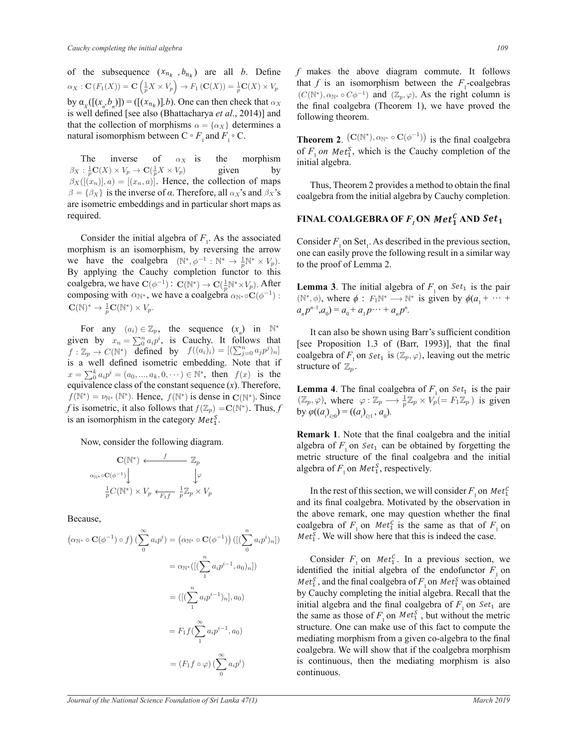of the subsequence $(x_{n_k}, b_{n_k})$ are all $b$. Define $\alpha_X : \mathbf{C}(F_1(X)) = \mathbf{C}\left(\frac{1}{p}X \times V_p\right) \to F_1(\mathbf{C}(X)) = \frac{1}{p}\mathbf{C}(X) \times V_p$ by $\alpha_X([(x_n, b_n)]) = ([(x_{n_k})], b)$. One can then check that $\alpha_X$ is well defined [see also (Bhattacharya *et al*., 2014)] and that the collection of morphisms $\alpha = \{\alpha_X\}$ determines a natural isomorphism between $\mathrm{C} \circ F_1$ and $F_1 \circ \mathrm{C}$.

The inverse of $\alpha_X$ is the morphism $\beta_X : \frac{1}{p}\mathbf{C}(X) \times V_p \to \mathbf{C}(\frac{1}{p}X \times V_p)$ given by $\beta_X([(x_n)], a) = [(x_n, a)]$. Hence, the collection of maps $\beta = \{\beta_X\}$ is the inverse of $\alpha$. Therefore, all $\alpha_X$'s and $\beta_X$'s are isometric embeddings and in particular short maps as required.

Consider the initial algebra of $F_1$. As the associated morphism is an isomorphism, by reversing the arrow we have the coalgebra $(\mathbb{N}^*, \phi^{-1} : \mathbb{N}^* \to \frac{1}{p}\mathbb{N}^* \times V_p)$. By applying the Cauchy completion functor to this coalgebra, we have $\mathbf{C}(\phi^{-1}) : \mathbf{C}(\mathbb{N}^*) \to \mathbf{C}(\frac{1}{p}\mathbb{N}^* \times V_p)$. After composing with $\alpha_{\mathbb{N}^*}$, we have a coalgebra $\alpha_{\mathbb{N}^*} \circ \mathbf{C}(\phi^{-1}) : \mathbf{C}(\mathbb{N})^* \to \frac{1}{p}\mathbf{C}(\mathbb{N}^*) \times V_p$.

For any $(a_i) \in \mathbb{Z}_p$, the sequence $(x_n)$ in $\mathbb{N}^*$ given by $x_n = \sum_0^n a_i p^i$, is Cauchy. It follows that $f : \mathbb{Z}_p \to C(\mathbb{N}^*)$ defined by $f((a_i)_i) = [(\sum_{j=0}^n a_j p^j)_n]$ is a well defined isometric embedding. Note that if $x = \sum_0^k a_i p^i = (a_0, ..., a_k, 0, \cdots) \in \mathbb{N}^*$, then $f(x)$ is the equivalence class of the constant sequence $(x)$. Therefore, $f(\mathbb{N}^*) = \nu_{\mathbb{N}^*}(\mathbb{N}^*)$. Hence, $f(\mathbb{N}^*)$ is dense in $\mathbf{C}(\mathbb{N}^*)$. Since $f$ is isometric, it also follows that $f(\mathbb{Z}_p) = \mathbf{C}(\mathbb{N}^*)$. Thus, $f$ is an isomorphism in the category $Met_1^S$.

Now, consider the following diagram.

$$\begin{array}{ccc}
\mathbf{C}(\mathbb{N}^*) & \xleftarrow{\quad f \quad} & \mathbb{Z}_p \\
{\scriptstyle \alpha_{\mathbb{N}^*} \circ \mathbf{C}(\phi^{-1})} \downarrow & & \downarrow {\scriptstyle \varphi} \\
\frac{1}{p}C(\mathbb{N}^*) \times V_p & \xleftarrow[F_1 f]{} & \frac{1}{p}\mathbb{Z}_p \times V_p
\end{array}$$

Because,

$$\begin{aligned}
\left(\alpha_{\mathbb{N}^*} \circ \mathbf{C}(\phi^{-1}) \circ f\right)\left(\sum_0^\infty a_i p^i\right) &= \left(\alpha_{\mathbb{N}^*} \circ \mathbf{C}(\phi^{-1})\right)\left([(\sum_0^n a_i p^i)_n]\right) \\
&= \alpha_{\mathbb{N}^*}\left([(\sum_1^n a_i p^{i-1}, a_0)_n]\right) \\
&= \left([(\sum_1^n a_i p^{i-1})_n], a_0\right) \\
&= F_1 f\left(\sum_1^\infty a_i p^{i-1}, a_0\right) \\
&= (F_1 f \circ \varphi)\left(\sum_0^\infty a_i p^i\right)
\end{aligned}$$

$f$ makes the above diagram commute. It follows that $f$ is an isomorphism between the $F_1$-coalgebras $(C(\mathbb{N}^*), \alpha_{\mathbb{N}^*} \circ C\phi^{-1})$ and $(\mathbb{Z}_p, \varphi)$. As the right column is the final coalgebra (Theorem 1), we have proved the following theorem.

**Theorem 2**. $(\mathbf{C}(\mathbb{N}^*), \alpha_{\mathbb{N}^*} \circ \mathbf{C}(\phi^{-1}))$ is the final coalgebra of $F_1$ *on* $Met_1^S$, which is the Cauchy completion of the initial algebra.

Thus, Theorem 2 provides a method to obtain the final coalgebra from the initial algebra by Cauchy completion.

## FINAL COALGEBRA OF $F_1$ ON $Met_1^C$ AND $Set_1$

Consider $F_1$ on $\mathrm{Set}_1$. As described in the previous section, one can easily prove the following result in a similar way to the proof of Lemma 2.

**Lemma 3**. The initial algebra of $F_1$ on $Set_1$ is the pair $(\mathbb{N}^*, \phi)$, where $\phi : F_1\mathbb{N}^* \longrightarrow \mathbb{N}^*$ is given by $\phi(a_1 + \cdots + a_n p^{n-1}, a_0) = a_0 + a_1 p \cdots + a_n p^n$.

It can also be shown using Barr's sufficient condition [see Proposition 1.3 of (Barr, 1993)], that the final coalgebra of $F_1$ on $Set_1$ is $(\mathbb{Z}_p, \varphi)$, leaving out the metric structure of $\mathbb{Z}_p$.

**Lemma 4**. The final coalgebra of $F_1$ on $Set_1$ is the pair $(\mathbb{Z}_p, \varphi)$, where $\varphi : \mathbb{Z}_p \longrightarrow \frac{1}{p}\mathbb{Z}_p \times V_p (= F_1\mathbb{Z}_p)$ is given by $\varphi((a_i)_{i \geq 0}) = ((a_i)_{i \geq 1}, a_0)$.

**Remark 1**. Note that the final coalgebra and the initial algebra of $F_1$ on $Set_1$ can be obtained by forgetting the metric structure of the final coalgebra and the initial algebra of $F_1$ on $Met_1^S$, respectively.

In the rest of this section, we will consider $F_1$ on $Met_1^C$ and its final coalgebra. Motivated by the observation in the above remark, one may question whether the final coalgebra of $F_1$ on $Met_1^C$ is the same as that of $F_1$ on $Met_1^S$. We will show here that this is indeed the case.

Consider $F_1$ on $Met_1^C$. In a previous section, we identified the initial algebra of the endofunctor $F_1$ on $Met_1^S$, and the final coalgebra of $F_1$ on $Met_1^S$ was obtained by Cauchy completing the initial algebra. Recall that the initial algebra and the final coalgebra of $F_1$ on $Set_1$ are the same as those of $F_1$ on $Met_1^S$, but without the metric structure. One can make use of this fact to compute the mediating morphism from a given co-algebra to the final coalgebra. We will show that if the coalgebra morphism is continuous, then the mediating morphism is also continuous.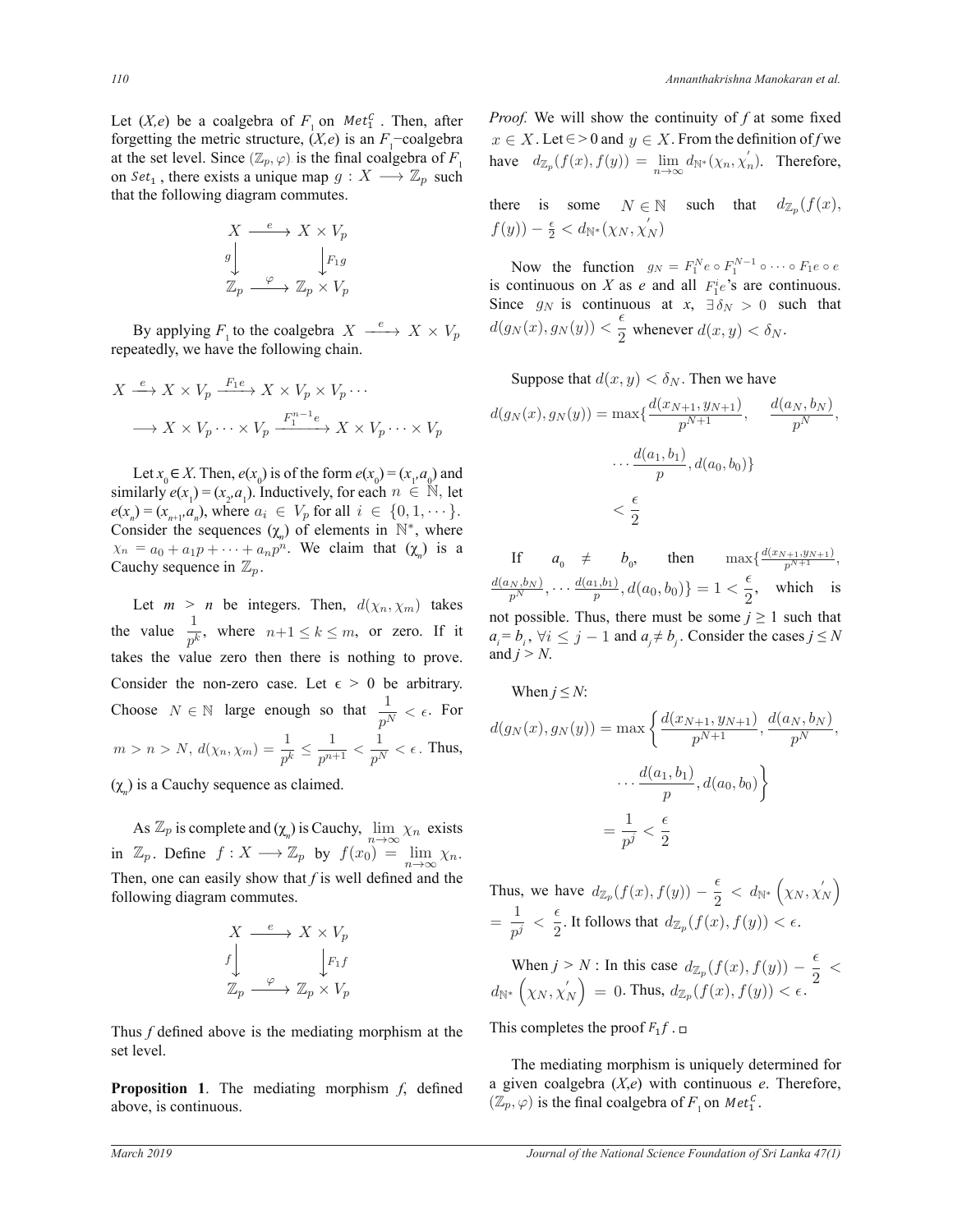Let $(X,e)$ be a coalgebra of $F_1$ on $Met_1^C$ . Then, after forgetting the metric structure, $(X,e)$ is an $F_1$−coalgebra at the set level. Since $(\mathbb{Z}_p, \varphi)$ is the final coalgebra of $F_1$ on $Set_1$ , there exists a unique map $g : X \longrightarrow \mathbb{Z}_p$ such that the following diagram commutes.

$$\begin{array}{ccc} X & \xrightarrow{e} & X \times V_p \\ {\scriptstyle g}\downarrow & & \downarrow{\scriptstyle F_1 g} \\ \mathbb{Z}_p & \xrightarrow{\varphi} & \mathbb{Z}_p \times V_p \end{array}$$

By applying $F_1$ to the coalgebra $X \xrightarrow{e} X \times V_p$ repeatedly, we have the following chain.

$$X \xrightarrow{e} X \times V_p \xrightarrow{F_1 e} X \times V_p \times V_p \cdots$$

$$\longrightarrow X \times V_p \cdots \times V_p \xrightarrow{F_1^{n-1} e} X \times V_p \cdots \times V_p$$

Let $x_0 \in X$. Then, $e(x_0)$ is of the form $e(x_0) = (x_1, a_0)$ and similarly $e(x_1) = (x_2, a_1)$. Inductively, for each $n \in \mathbb{N}$, let $e(x_n) = (x_{n+1}, a_n)$, where $a_i \in V_p$ for all $i \in \{0, 1, \cdots\}$. Consider the sequences $(\chi_n)$ of elements in $\mathbb{N}^*$, where $\chi_n = a_0 + a_1 p + \cdots + a_n p^n$. We claim that $(\chi_n)$ is a Cauchy sequence in $\mathbb{Z}_p$.

Let $m > n$ be integers. Then, $d(\chi_n, \chi_m)$ takes the value $\frac{1}{p^k}$, where $n+1 \leq k \leq m$, or zero. If it takes the value zero then there is nothing to prove. Consider the non-zero case. Let $\epsilon > 0$ be arbitrary. Choose $N \in \mathbb{N}$ large enough so that $\frac{1}{p^N} < \epsilon$. For $m > n > N$, $d(\chi_n, \chi_m) = \frac{1}{p^k} \leq \frac{1}{p^{n+1}} < \frac{1}{p^N} < \epsilon$. Thus, $(\chi_n)$ is a Cauchy sequence as claimed.

As $\mathbb{Z}_p$ is complete and $(\chi_n)$ is Cauchy, $\lim_{n\to\infty} \chi_n$ exists in $\mathbb{Z}_p$. Define $f : X \longrightarrow \mathbb{Z}_p$ by $f(x_0) = \lim_{n\to\infty} \chi_n$. Then, one can easily show that $f$ is well defined and the following diagram commutes.

$$\begin{array}{ccc} X & \xrightarrow{e} & X \times V_p \\ {\scriptstyle f}\downarrow & & \downarrow{\scriptstyle F_1 f} \\ \mathbb{Z}_p & \xrightarrow{\varphi} & \mathbb{Z}_p \times V_p \end{array}$$

Thus $f$ defined above is the mediating morphism at the set level.

**Proposition 1**. The mediating morphism $f$, defined above, is continuous.

*Proof.* We will show the continuity of $f$ at some fixed $x \in X$. Let $\epsilon > 0$ and $y \in X$. From the definition of $f$ we have $d_{\mathbb{Z}_p}(f(x), f(y)) = \lim_{n\to\infty} d_{\mathbb{N}^*}(\chi_n, \chi_n^{'})$. Therefore, there is some $N \in \mathbb{N}$ such that $d_{\mathbb{Z}_p}(f(x), f(y)) - \frac{\epsilon}{2} < d_{\mathbb{N}^*}(\chi_N, \chi_N^{'})$

Now the function $g_N = F_1^N e \circ F_1^{N-1} \circ \cdots \circ F_1 e \circ e$ is continuous on $X$ as $e$ and all $F_1^i e$'s are continuous. Since $g_N$ is continuous at $x$, $\exists \delta_N > 0$ such that $d(g_N(x), g_N(y)) < \frac{\epsilon}{2}$ whenever $d(x,y) < \delta_N$.

Suppose that $d(x,y) < \delta_N$. Then we have

$$d(g_N(x), g_N(y)) = \max\{\frac{d(x_{N+1}, y_{N+1})}{p^{N+1}}, \quad \frac{d(a_N, b_N)}{p^N},$$

$$\cdots \frac{d(a_1, b_1)}{p}, d(a_0, b_0)\}$$

$$< \frac{\epsilon}{2}$$

If $a_0 \neq b_0$, then $\max\{\frac{d(x_{N+1}, y_{N+1})}{p^{N+1}}, \frac{d(a_N, b_N)}{p^N}, \cdots \frac{d(a_1, b_1)}{p}, d(a_0, b_0)\} = 1 < \frac{\epsilon}{2}$, which is not possible. Thus, there must be some $j \geq 1$ such that $a_i = b_i$, $\forall i \leq j-1$ and $a_j \neq b_j$. Consider the cases $j \leq N$ and $j > N$.

When $j \leq N$:

$$d(g_N(x), g_N(y)) = \max\left\{\frac{d(x_{N+1}, y_{N+1})}{p^{N+1}}, \frac{d(a_N, b_N)}{p^N},\right.$$

$$\left.\cdots \frac{d(a_1, b_1)}{p}, d(a_0, b_0)\right\}$$

$$= \frac{1}{p^j} < \frac{\epsilon}{2}$$

Thus, we have $d_{\mathbb{Z}_p}(f(x), f(y)) - \frac{\epsilon}{2} < d_{\mathbb{N}^*}\left(\chi_N, \chi_N^{'}\right) = \frac{1}{p^j} < \frac{\epsilon}{2}$. It follows that $d_{\mathbb{Z}_p}(f(x), f(y)) < \epsilon$.

When $j > N$ : In this case $d_{\mathbb{Z}_p}(f(x), f(y)) - \frac{\epsilon}{2} < d_{\mathbb{N}^*}\left(\chi_N, \chi_N^{'}\right) = 0$. Thus, $d_{\mathbb{Z}_p}(f(x), f(y)) < \epsilon$.

This completes the proof $F_1 f$ . □

The mediating morphism is uniquely determined for a given coalgebra $(X,e)$ with continuous $e$. Therefore, $(\mathbb{Z}_p, \varphi)$ is the final coalgebra of $F_1$ on $Met_1^C$.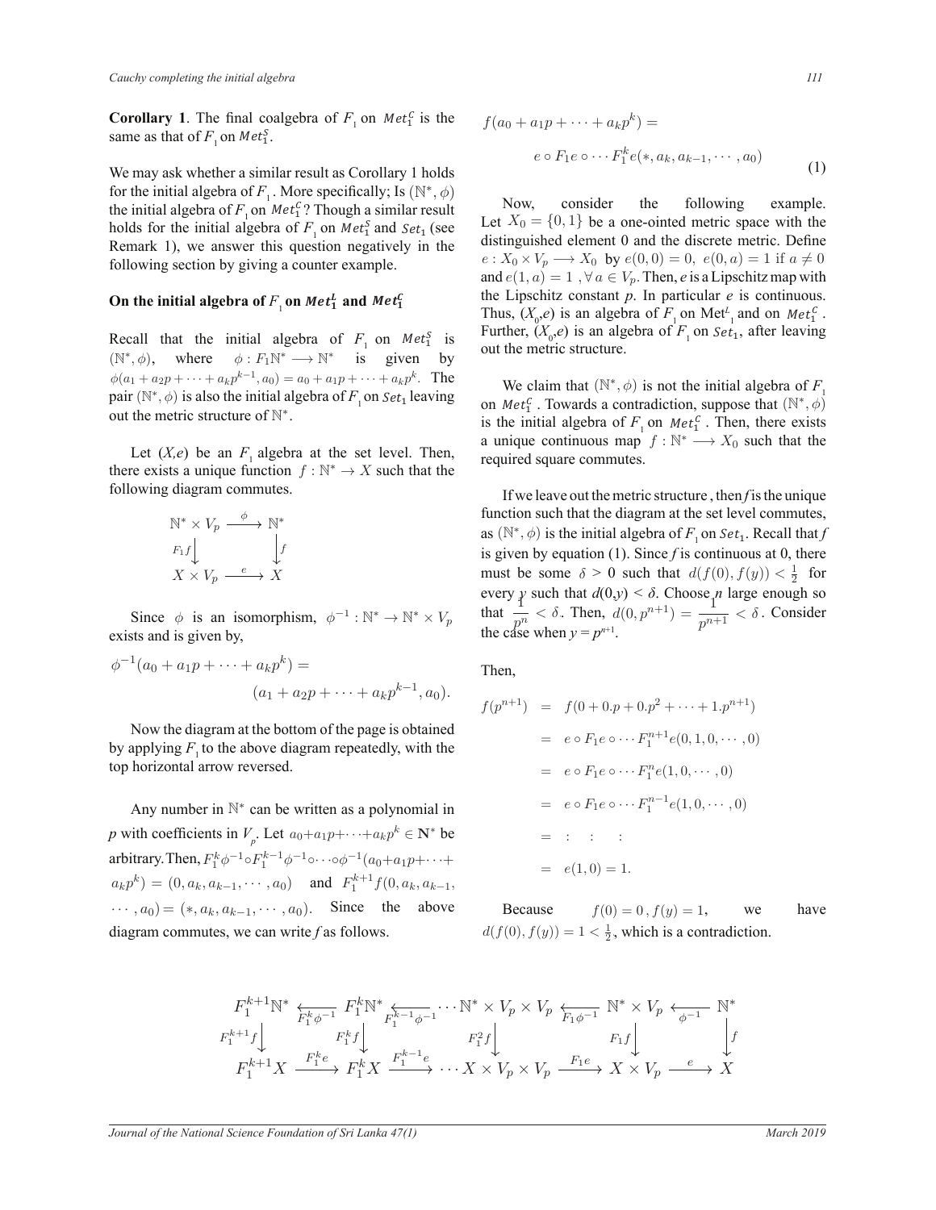**Corollary 1**. The final coalgebra of $F_1$ on $Met_1^C$ is the same as that of $F_1$ on $Met_1^S$.

We may ask whether a similar result as Corollary 1 holds for the initial algebra of $F_1$. More specifically; Is $(\mathbb{N}^*, \phi)$ the initial algebra of $F_1$ on $Met_1^C$? Though a similar result holds for the initial algebra of $F_1$ on $Met_1^S$ and $Set_1$ (see Remark 1), we answer this question negatively in the following section by giving a counter example.

## On the initial algebra of $F_1$ on $Met_1^L$ and $Met_1^C$

Recall that the initial algebra of $F_1$ on $Met_1^S$ is $(\mathbb{N}^*, \phi)$, where $\phi : F_1\mathbb{N}^* \longrightarrow \mathbb{N}^*$ is given by $\phi(a_1 + a_2 p + \cdots + a_k p^{k-1}, a_0) = a_0 + a_1 p + \cdots + a_k p^k$. The pair $(\mathbb{N}^*, \phi)$ is also the initial algebra of $F_1$ on $Set_1$ leaving out the metric structure of $\mathbb{N}^*$.

Let $(X,e)$ be an $F_1$ algebra at the set level. Then, there exists a unique function $f : \mathbb{N}^* \to X$ such that the following diagram commutes.

$$\begin{array}{ccc} \mathbb{N}^* \times V_p & \xrightarrow{\phi} & \mathbb{N}^* \\ {\scriptstyle F_1 f}\downarrow & & \downarrow{\scriptstyle f} \\ X \times V_p & \xrightarrow{e} & X \end{array}$$

Since $\phi$ is an isomorphism, $\phi^{-1} : \mathbb{N}^* \to \mathbb{N}^* \times V_p$ exists and is given by,

$$\phi^{-1}(a_0 + a_1 p + \cdots + a_k p^k) = (a_1 + a_2 p + \cdots + a_k p^{k-1}, a_0).$$

Now the diagram at the bottom of the page is obtained by applying $F_1$ to the above diagram repeatedly, with the top horizontal arrow reversed.

Any number in $\mathbb{N}^*$ can be written as a polynomial in $p$ with coefficients in $V_p$. Let $a_0 + a_1 p + \cdots + a_k p^k \in \mathbf{N}^*$ be arbitrary. Then, $F_1^k \phi^{-1} \circ F_1^{k-1} \phi^{-1} \circ \cdots \circ \phi^{-1}(a_0 + a_1 p + \cdots + a_k p^k) = (0, a_k, a_{k-1}, \cdots, a_0)$ and $F_1^{k+1} f(0, a_k, a_{k-1}, \cdots, a_0) = (*, a_k, a_{k-1}, \cdots, a_0)$. Since the above diagram commutes, we can write $f$ as follows.

$$f(a_0 + a_1 p + \cdots + a_k p^k) = e \circ F_1 e \circ \cdots F_1^k e(*, a_k, a_{k-1}, \cdots, a_0) \tag{1}$$

Now, consider the following example. Let $X_0 = \{0, 1\}$ be a one-ointed metric space with the distinguished element 0 and the discrete metric. Define $e : X_0 \times V_p \longrightarrow X_0$ by $e(0, 0) = 0,\ e(0, a) = 1$ if $a \neq 0$ and $e(1, a) = 1\ , \forall\, a \in V_p$. Then, $e$ is a Lipschitz map with the Lipschitz constant $p$. In particular $e$ is continuous. Thus, $(X_0, e)$ is an algebra of $F_1$ on $Met_1^L$ and on $Met_1^C$. Further, $(X_0, e)$ is an algebra of $F_1$ on $Set_1$, after leaving out the metric structure.

We claim that $(\mathbb{N}^*, \phi)$ is not the initial algebra of $F_1$ on $Met_1^C$. Towards a contradiction, suppose that $(\mathbb{N}^*, \phi)$ is the initial algebra of $F_1$ on $Met_1^C$. Then, there exists a unique continuous map $f : \mathbb{N}^* \longrightarrow X_0$ such that the required square commutes.

If we leave out the metric structure, then $f$ is the unique function such that the diagram at the set level commutes, as $(\mathbb{N}^*, \phi)$ is the initial algebra of $F_1$ on $Set_1$. Recall that $f$ is given by equation (1). Since $f$ is continuous at 0, there must be some $\delta > 0$ such that $d(f(0), f(y)) < \frac{1}{2}$ for every $y$ such that $d(0,y) < \delta$. Choose $n$ large enough so that $\frac{1}{p^n} < \delta$. Then, $d(0, p^{n+1}) = \frac{1}{p^{n+1}} < \delta$. Consider the case when $y = p^{n+1}$.

Then,

$$\begin{aligned} f(p^{n+1}) &= f(0 + 0.p + 0.p^2 + \cdots + 1.p^{n+1}) \\ &= e \circ F_1 e \circ \cdots F_1^{n+1} e(0, 1, 0, \cdots, 0) \\ &= e \circ F_1 e \circ \cdots F_1^{n} e(1, 0, \cdots, 0) \\ &= e \circ F_1 e \circ \cdots F_1^{n-1} e(1, 0, \cdots, 0) \\ &= \ \vdots \quad \vdots \quad \vdots \\ &= e(1, 0) = 1. \end{aligned}$$

Because $f(0) = 0\ , f(y) = 1$, we have $d(f(0), f(y)) = 1 < \frac{1}{2}$, which is a contradiction.

$$\begin{array}{ccccccccc} F_1^{k+1}\mathbb{N}^* & \xleftarrow{F_1^k \phi^{-1}} & F_1^k \mathbb{N}^* & \xleftarrow{F_1^{k-1}\phi^{-1}} & \cdots \mathbb{N}^* \times V_p \times V_p & \xleftarrow{F_1 \phi^{-1}} & \mathbb{N}^* \times V_p & \xleftarrow{\phi^{-1}} & \mathbb{N}^* \\ {\scriptstyle F_1^{k+1} f}\downarrow & & {\scriptstyle F_1^k f}\downarrow & & {\scriptstyle F_1^2 f}\downarrow & & {\scriptstyle F_1 f}\downarrow & & \downarrow{\scriptstyle f} \\ F_1^{k+1} X & \xrightarrow{F_1^k e} & F_1^k X & \xrightarrow{F_1^{k-1} e} & \cdots X \times V_p \times V_p & \xrightarrow{F_1 e} & X \times V_p & \xrightarrow{e} & X \end{array}$$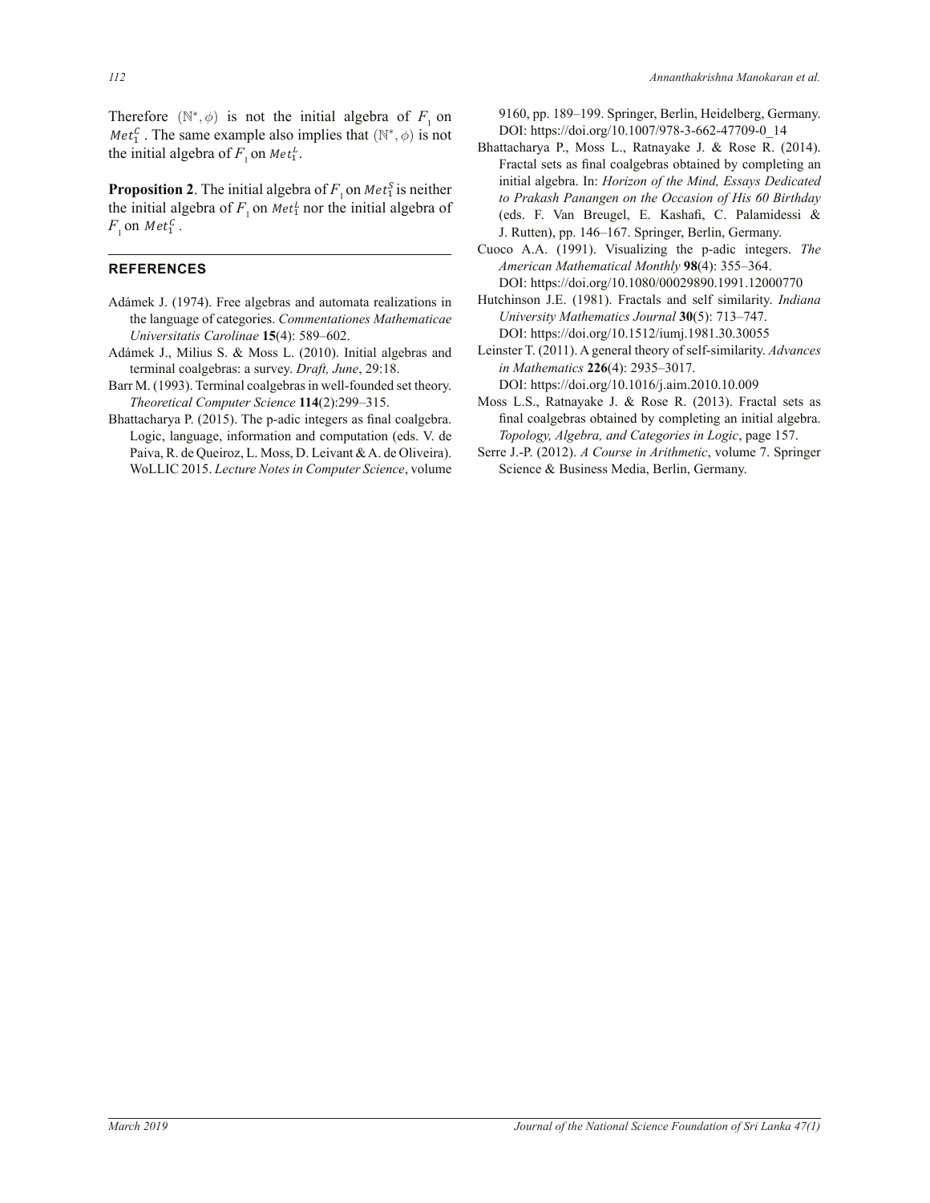Therefore $(\mathbb{N}^*, \phi)$ is not the initial algebra of $F_1$ on $Met_1^C$. The same example also implies that $(\mathbb{N}^*, \phi)$ is not the initial algebra of $F_1$ on $Met_1^L$.

**Proposition 2**. The initial algebra of $F_1$ on $Met_1^S$ is neither the initial algebra of $F_1$ on $Met_1^L$ nor the initial algebra of $F_1$ on $Met_1^C$.

## REFERENCES

Adámek J. (1974). Free algebras and automata realizations in the language of categories. *Commentationes Mathematicae Universitatis Carolinae* **15**(4): 589–602.

Adámek J., Milius S. & Moss L. (2010). Initial algebras and terminal coalgebras: a survey. *Draft, June*, 29:18.

Barr M. (1993). Terminal coalgebras in well-founded set theory. *Theoretical Computer Science* **114**(2):299–315.

Bhattacharya P. (2015). The p-adic integers as final coalgebra. Logic, language, information and computation (eds. V. de Paiva, R. de Queiroz, L. Moss, D. Leivant & A. de Oliveira). WoLLIC 2015. *Lecture Notes in Computer Science*, volume 9160, pp. 189–199. Springer, Berlin, Heidelberg, Germany. DOI: https://doi.org/10.1007/978-3-662-47709-0_14

Bhattacharya P., Moss L., Ratnayake J. & Rose R. (2014). Fractal sets as final coalgebras obtained by completing an initial algebra. In: *Horizon of the Mind, Essays Dedicated to Prakash Panangen on the Occasion of His 60 Birthday* (eds. F. Van Breugel, E. Kashafi, C. Palamidessi & J. Rutten), pp. 146–167. Springer, Berlin, Germany.

Cuoco A.A. (1991). Visualizing the p-adic integers. *The American Mathematical Monthly* **98**(4): 355–364. DOI: https://doi.org/10.1080/00029890.1991.12000770

Hutchinson J.E. (1981). Fractals and self similarity. *Indiana University Mathematics Journal* **30**(5): 713–747. DOI: https://doi.org/10.1512/iumj.1981.30.30055

Leinster T. (2011). A general theory of self-similarity. *Advances in Mathematics* **226**(4): 2935–3017. DOI: https://doi.org/10.1016/j.aim.2010.10.009

Moss L.S., Ratnayake J. & Rose R. (2013). Fractal sets as final coalgebras obtained by completing an initial algebra. *Topology, Algebra, and Categories in Logic*, page 157.

Serre J.-P. (2012). *A Course in Arithmetic*, volume 7. Springer Science & Business Media, Berlin, Germany.